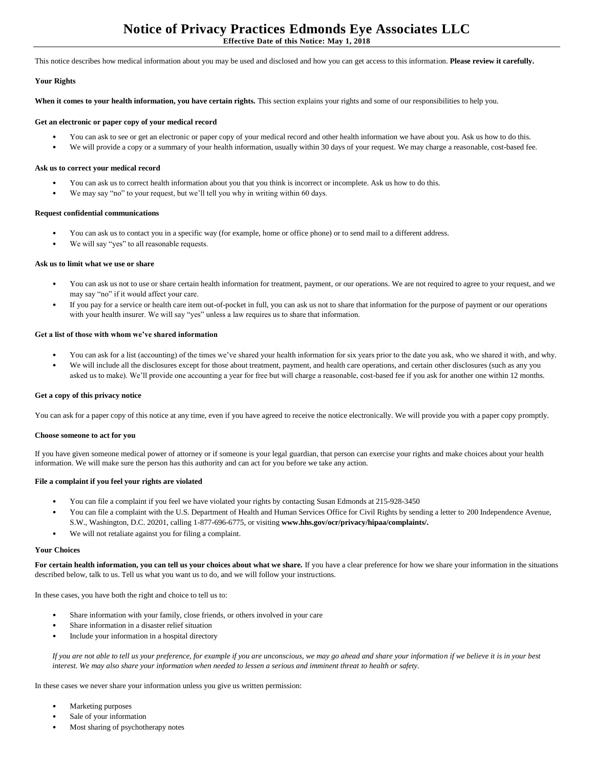# Notice of Privacy Practices Edmonds Eye Associates LLC

**Effective Date of this Notice: May 1, 2018**

This notice describes how medical information about you may be used and disclosed and how you can get access to this information. **Please review it carefully.**

## Your Rights

**When it comes to your health information, you have certain rights.** This section explains your rights and some of our responsibilities to help you.

### Get an electronic or paper copy of your medical record

- You can ask to see or get an electronic or paper copy of your medical record and other health information we have about you. Ask us how to do this.
- We will provide a copy or a summary of your health information, usually within 30 days of your request. We may charge a reasonable, cost-based fee.

### Ask us to correct your medical record

- You can ask us to correct health information about you that you think is incorrect or incomplete. Ask us how to do this.
- We may say "no" to your request, but we'll tell you why in writing within 60 days.

### Request confidential communications

- You can ask us to contact you in a specific way (for example, home or office phone) or to send mail to a different address.
- We will say "yes" to all reasonable requests.

### Ask us to limit what we use or share

- You can ask us not to use or share certain health information for treatment, payment, or our operations. We are not required to agree to your request, and we may say "no" if it would affect your care.
- If you pay for a service or health care item out-of-pocket in full, you can ask us not to share that information for the purpose of payment or our operations with your health insurer. We will say "yes" unless a law requires us to share that information.

### Get a list of those with whom we've shared information

- You can ask for a list (accounting) of the times we've shared your health information for six years prior to the date you ask, who we shared it with, and why.
- We will include all the disclosures except for those about treatment, payment, and health care operations, and certain other disclosures (such as any you asked us to make). We'll provide one accounting a year for free but will charge a reasonable, cost-based fee if you ask for another one within 12 months.

### Get a copy of this privacy notice

You can ask for a paper copy of this notice at any time, even if you have agreed to receive the notice electronically. We will provide you with a paper copy promptly.

### Choose someone to act for you

If you have given someone medical power of attorney or if someone is your legal guardian, that person can exercise your rights and make choices about your health information. We will make sure the person has this authority and can act for you before we take any action.

### File a complaint if you feel your rights are violated

- You can file a complaint if you feel we have violated your rights by contacting Susan Edmonds at 215-928-3450
- You can file a complaint with the U.S. Department of Health and Human Services Office for Civil Rights by sending a letter to 200 Independence Avenue, S.W., Washington, D.C. 20201, calling 1-877-696-6775, or visiting **www.hhs.gov/ocr/privacy/hipaa/complaints/.**
- We will not retaliate against you for filing a complaint.

## Your Choices

**For certain health information, you can tell us your choices about what we share.** If you have a clear preference for how we share your information in the situations described below, talk to us. Tell us what you want us to do, and we will follow your instructions.

In these cases, you have both the right and choice to tell us to:

- Share information with your family, close friends, or others involved in your care
- Share information in a disaster relief situation
- Include your information in a hospital directory

*If you are not able to tell us your preference, for example if you are unconscious, we may go ahead and share your information if we believe it is in your best interest. We may also share your information when needed to lessen a serious and imminent threat to health or safety.*

In these cases we never share your information unless you give us written permission:

- Marketing purposes
- Sale of your information
- Most sharing of psychotherapy notes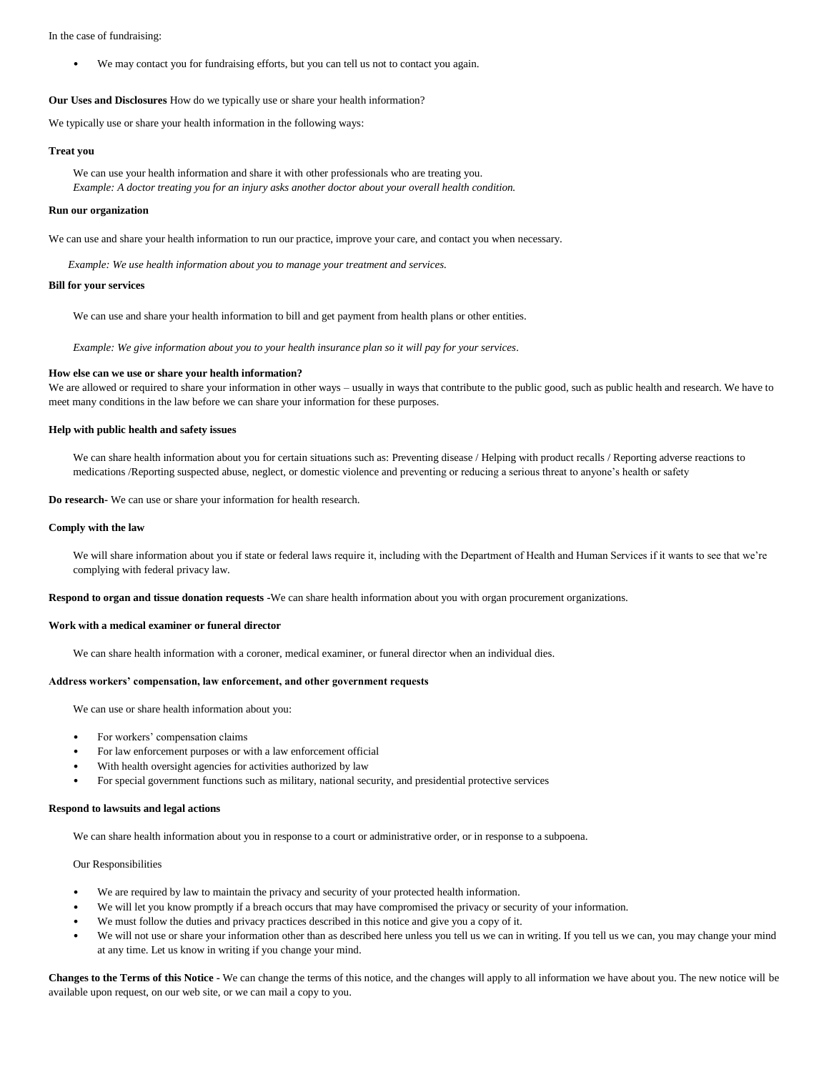In the case of fundraising:

- We may contact you for fundraising efforts, but you can tell us not to contact you again.

**Our Uses and Disclosures** How do we typically use or share your health information?

We typically use or share your health information in the following ways:

**Treat you**

We can use your health information and share it with other professionals who are treating you.
*Example: A doctor treating you for an injury asks another doctor about your overall health condition.*

**Run our organization**

We can use and share your health information to run our practice, improve your care, and contact you when necessary.

*Example: We use health information about you to manage your treatment and services.*

**Bill for your services**

We can use and share your health information to bill and get payment from health plans or other entities.

*Example: We give information about you to your health insurance plan so it will pay for your services*.

**How else can we use or share your health information?**
We are allowed or required to share your information in other ways – usually in ways that contribute to the public good, such as public health and research. We have to meet many conditions in the law before we can share your information for these purposes.

**Help with public health and safety issues**

We can share health information about you for certain situations such as: Preventing disease / Helping with product recalls / Reporting adverse reactions to medications /Reporting suspected abuse, neglect, or domestic violence and preventing or reducing a serious threat to anyone's health or safety

**Do research**- We can use or share your information for health research.

**Comply with the law**

We will share information about you if state or federal laws require it, including with the Department of Health and Human Services if it wants to see that we're complying with federal privacy law.

**Respond to organ and tissue donation requests** -We can share health information about you with organ procurement organizations.

**Work with a medical examiner or funeral director**

We can share health information with a coroner, medical examiner, or funeral director when an individual dies.

**Address workers' compensation, law enforcement, and other government requests**

We can use or share health information about you:

- For workers' compensation claims
- For law enforcement purposes or with a law enforcement official
- With health oversight agencies for activities authorized by law
- For special government functions such as military, national security, and presidential protective services

**Respond to lawsuits and legal actions**

We can share health information about you in response to a court or administrative order, or in response to a subpoena.

Our Responsibilities

- We are required by law to maintain the privacy and security of your protected health information.
- We will let you know promptly if a breach occurs that may have compromised the privacy or security of your information.
- We must follow the duties and privacy practices described in this notice and give you a copy of it.
- We will not use or share your information other than as described here unless you tell us we can in writing. If you tell us we can, you may change your mind at any time. Let us know in writing if you change your mind.

**Changes to the Terms of this Notice** - We can change the terms of this notice, and the changes will apply to all information we have about you. The new notice will be available upon request, on our web site, or we can mail a copy to you.